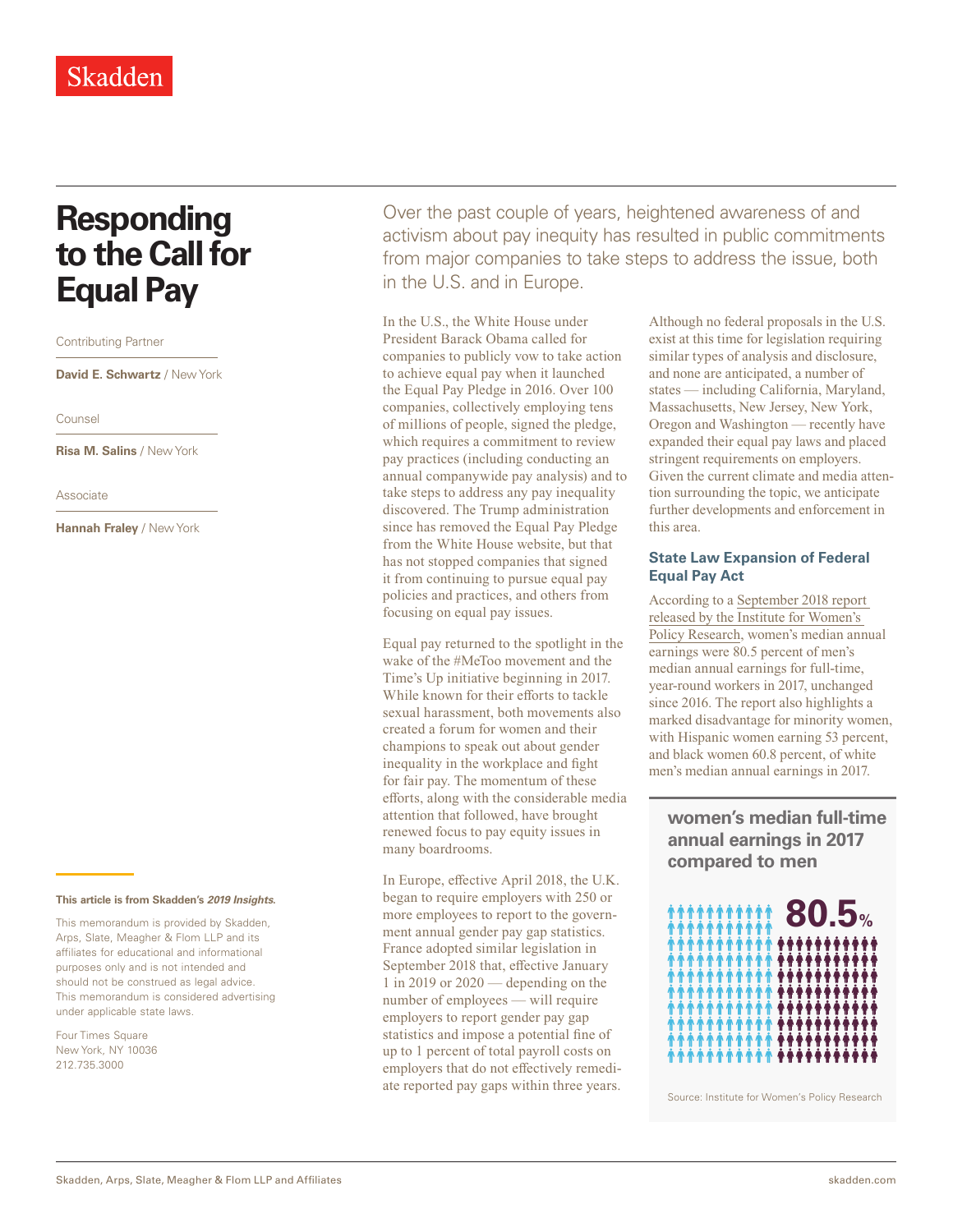Skadden

# Responding to the Call for Equal Pay

Contributing Partner

**David E. Schwartz** / New York

Counsel

**Risa M. Salins** / New York

Associate

**Hannah Fraley** / New York

Over the past couple of years, heightened awareness of and activism about pay inequity has resulted in public commitments from major companies to take steps to address the issue, both in the U.S. and in Europe.

In the U.S., the White House under President Barack Obama called for companies to publicly vow to take action to achieve equal pay when it launched the Equal Pay Pledge in 2016. Over 100 companies, collectively employing tens of millions of people, signed the pledge, which requires a commitment to review pay practices (including conducting an annual companywide pay analysis) and to take steps to address any pay inequality discovered. The Trump administration since has removed the Equal Pay Pledge from the White House website, but that has not stopped companies that signed it from continuing to pursue equal pay policies and practices, and others from focusing on equal pay issues.

Equal pay returned to the spotlight in the wake of the #MeToo movement and the Time's Up initiative beginning in 2017. While known for their efforts to tackle sexual harassment, both movements also created a forum for women and their champions to speak out about gender inequality in the workplace and fight for fair pay. The momentum of these efforts, along with the considerable media attention that followed, have brought renewed focus to pay equity issues in many boardrooms.

In Europe, effective April 2018, the U.K. began to require employers with 250 or more employees to report to the government annual gender pay gap statistics. France adopted similar legislation in September 2018 that, effective January 1 in 2019 or 2020 — depending on the number of employees — will require employers to report gender pay gap statistics and impose a potential fine of up to 1 percent of total payroll costs on employers that do not effectively remediate reported pay gaps within three years.

Although no federal proposals in the U.S. exist at this time for legislation requiring similar types of analysis and disclosure, and none are anticipated, a number of states — including California, Maryland, Massachusetts, New Jersey, New York, Oregon and Washington — recently have expanded their equal pay laws and placed stringent requirements on employers. Given the current climate and media attention surrounding the topic, we anticipate further developments and enforcement in this area.

## State Law Expansion of Federal Equal Pay Act

According to a September 2018 report released by the Institute for Women's Policy Research, women's median annual earnings were 80.5 percent of men's median annual earnings for full-time, year-round workers in 2017, unchanged since 2016. The report also highlights a marked disadvantage for minority women, with Hispanic women earning 53 percent, and black women 60.8 percent, of white men's median annual earnings in 2017.

**women's median full-time annual earnings in 2017 compared to men**

80.5%

Source: Institute for Women's Policy Research

**This article is from Skadden's *2019 Insights*.**

This memorandum is provided by Skadden, Arps, Slate, Meagher & Flom LLP and its affiliates for educational and informational purposes only and is not intended and should not be construed as legal advice. This memorandum is considered advertising under applicable state laws.

Four Times Square
New York, NY 10036
212.735.3000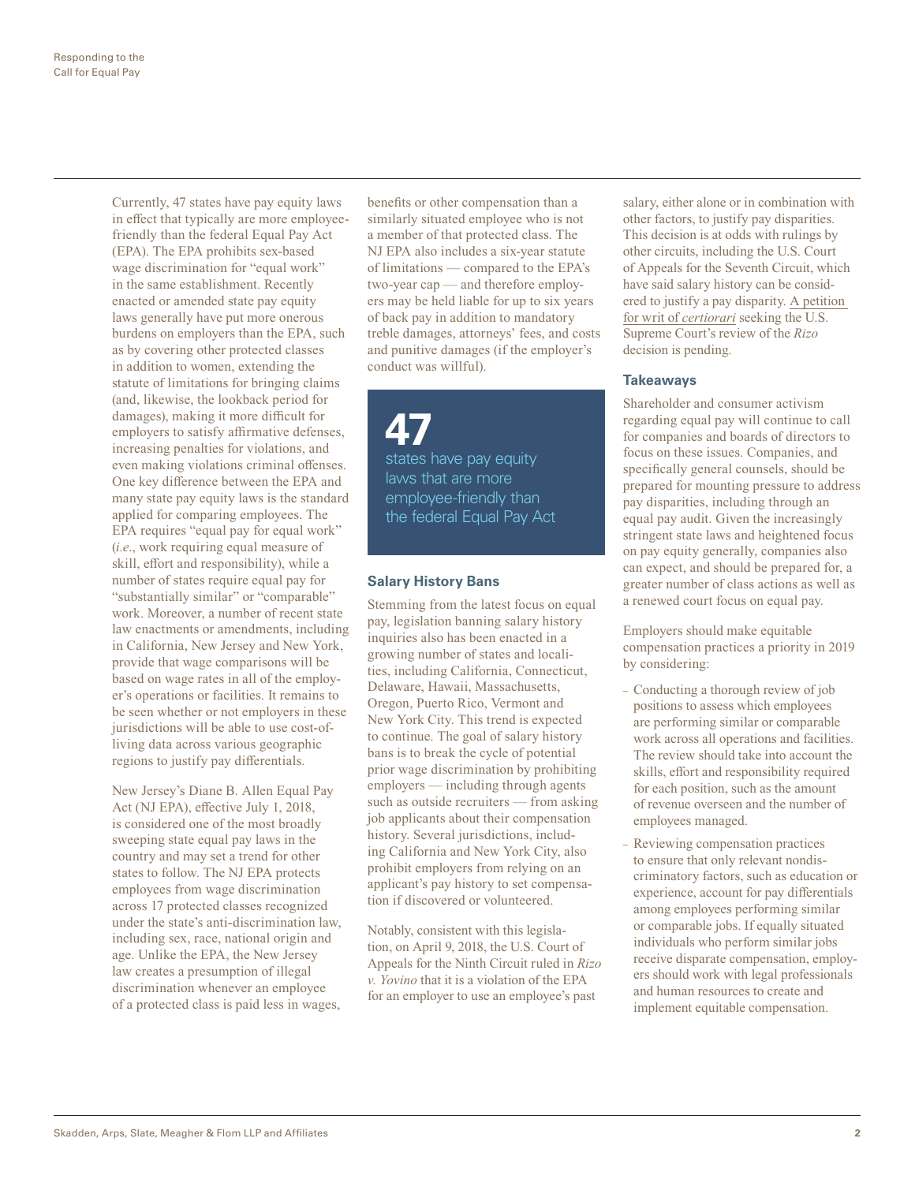Currently, 47 states have pay equity laws in effect that typically are more employee-friendly than the federal Equal Pay Act (EPA). The EPA prohibits sex-based wage discrimination for "equal work" in the same establishment. Recently enacted or amended state pay equity laws generally have put more onerous burdens on employers than the EPA, such as by covering other protected classes in addition to women, extending the statute of limitations for bringing claims (and, likewise, the lookback period for damages), making it more difficult for employers to satisfy affirmative defenses, increasing penalties for violations, and even making violations criminal offenses. One key difference between the EPA and many state pay equity laws is the standard applied for comparing employees. The EPA requires "equal pay for equal work" (*i.e*., work requiring equal measure of skill, effort and responsibility), while a number of states require equal pay for "substantially similar" or "comparable" work. Moreover, a number of recent state law enactments or amendments, including in California, New Jersey and New York, provide that wage comparisons will be based on wage rates in all of the employer's operations or facilities. It remains to be seen whether or not employers in these jurisdictions will be able to use cost-of-living data across various geographic regions to justify pay differentials.

New Jersey's Diane B. Allen Equal Pay Act (NJ EPA), effective July 1, 2018, is considered one of the most broadly sweeping state equal pay laws in the country and may set a trend for other states to follow. The NJ EPA protects employees from wage discrimination across 17 protected classes recognized under the state's anti-discrimination law, including sex, race, national origin and age. Unlike the EPA, the New Jersey law creates a presumption of illegal discrimination whenever an employee of a protected class is paid less in wages, benefits or other compensation than a similarly situated employee who is not a member of that protected class. The NJ EPA also includes a six-year statute of limitations — compared to the EPA's two-year cap — and therefore employers may be held liable for up to six years of back pay in addition to mandatory treble damages, attorneys' fees, and costs and punitive damages (if the employer's conduct was willful).

**47**
states have pay equity laws that are more employee-friendly than the federal Equal Pay Act

### Salary History Bans

Stemming from the latest focus on equal pay, legislation banning salary history inquiries also has been enacted in a growing number of states and localities, including California, Connecticut, Delaware, Hawaii, Massachusetts, Oregon, Puerto Rico, Vermont and New York City. This trend is expected to continue. The goal of salary history bans is to break the cycle of potential prior wage discrimination by prohibiting employers — including through agents such as outside recruiters — from asking job applicants about their compensation history. Several jurisdictions, including California and New York City, also prohibit employers from relying on an applicant's pay history to set compensation if discovered or volunteered.

Notably, consistent with this legislation, on April 9, 2018, the U.S. Court of Appeals for the Ninth Circuit ruled in *Rizo v. Yovino* that it is a violation of the EPA for an employer to use an employee's past salary, either alone or in combination with other factors, to justify pay disparities. This decision is at odds with rulings by other circuits, including the U.S. Court of Appeals for the Seventh Circuit, which have said salary history can be considered to justify a pay disparity. A petition for writ of *certiorari* seeking the U.S. Supreme Court's review of the *Rizo* decision is pending.

### Takeaways

Shareholder and consumer activism regarding equal pay will continue to call for companies and boards of directors to focus on these issues. Companies, and specifically general counsels, should be prepared for mounting pressure to address pay disparities, including through an equal pay audit. Given the increasingly stringent state laws and heightened focus on pay equity generally, companies also can expect, and should be prepared for, a greater number of class actions as well as a renewed court focus on equal pay.

Employers should make equitable compensation practices a priority in 2019 by considering:

- Conducting a thorough review of job positions to assess which employees are performing similar or comparable work across all operations and facilities. The review should take into account the skills, effort and responsibility required for each position, such as the amount of revenue overseen and the number of employees managed.
- Reviewing compensation practices to ensure that only relevant nondiscriminatory factors, such as education or experience, account for pay differentials among employees performing similar or comparable jobs. If equally situated individuals who perform similar jobs receive disparate compensation, employers should work with legal professionals and human resources to create and implement equitable compensation.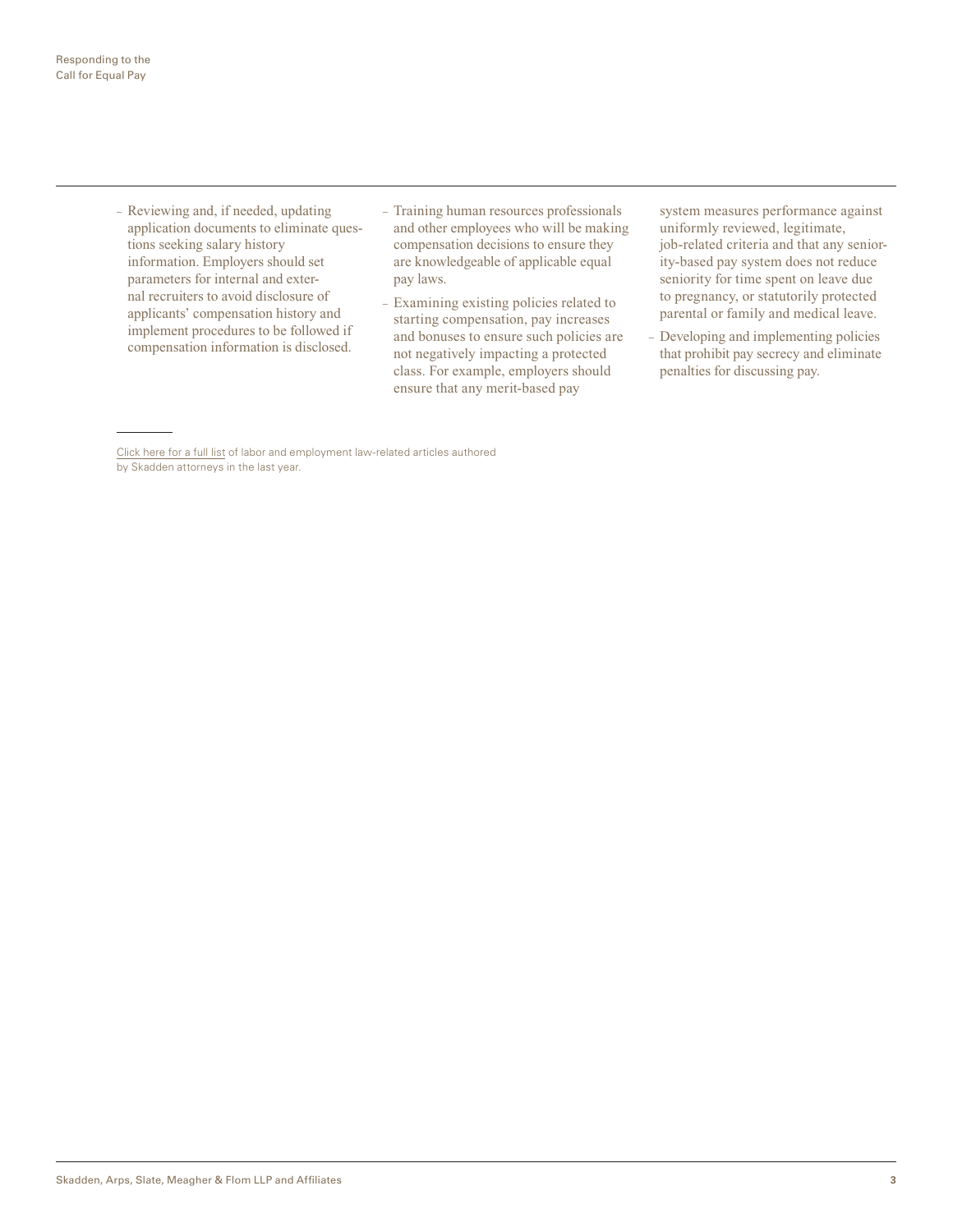- Reviewing and, if needed, updating application documents to eliminate questions seeking salary history information. Employers should set parameters for internal and external recruiters to avoid disclosure of applicants' compensation history and implement procedures to be followed if compensation information is disclosed.
- Training human resources professionals and other employees who will be making compensation decisions to ensure they are knowledgeable of applicable equal pay laws.
- Examining existing policies related to starting compensation, pay increases and bonuses to ensure such policies are not negatively impacting a protected class. For example, employers should ensure that any merit-based pay system measures performance against uniformly reviewed, legitimate, job-related criteria and that any seniority-based pay system does not reduce seniority for time spent on leave due to pregnancy, or statutorily protected parental or family and medical leave.
- Developing and implementing policies that prohibit pay secrecy and eliminate penalties for discussing pay.

---

Click here for a full list of labor and employment law-related articles authored by Skadden attorneys in the last year.